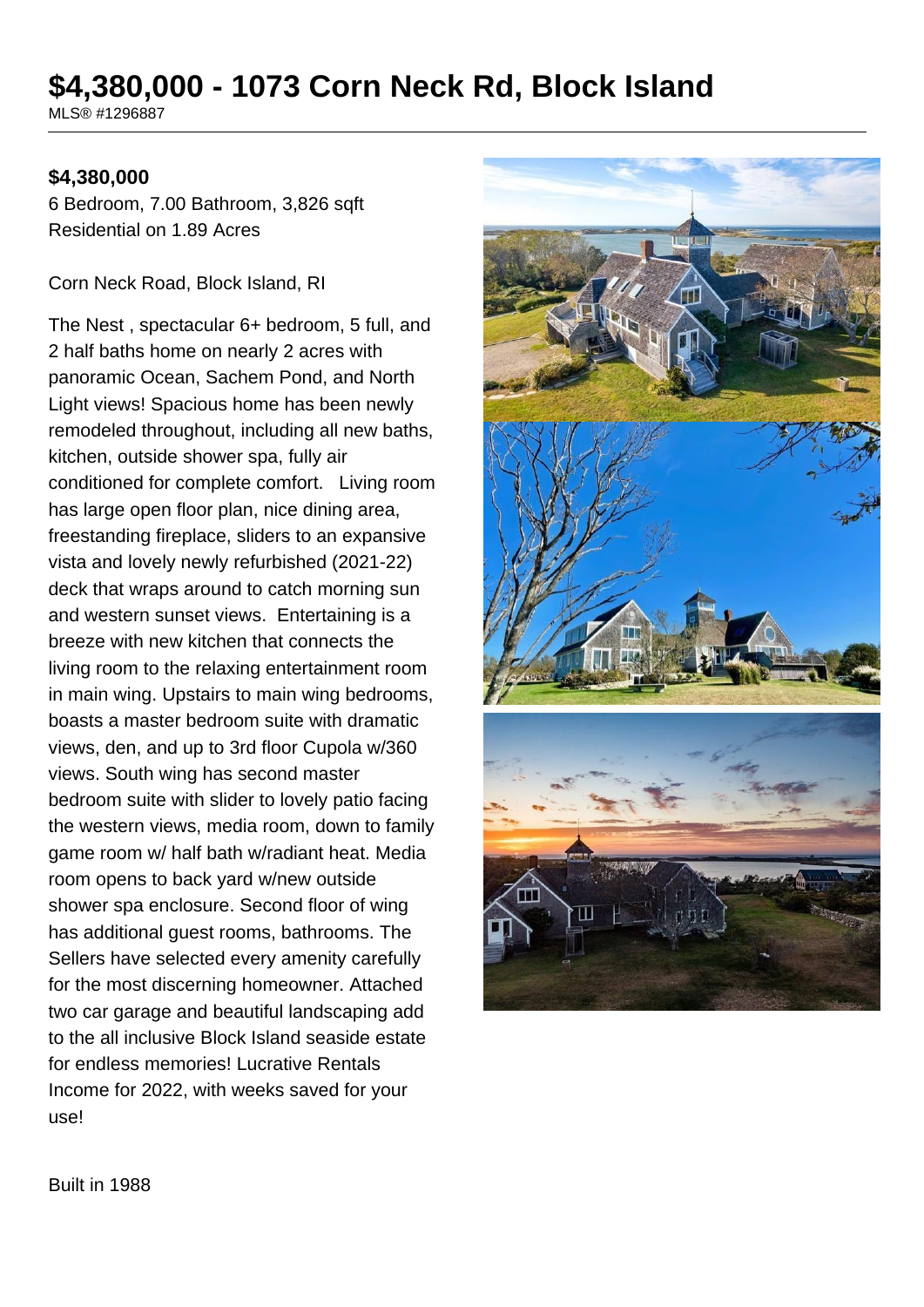# $4,380,000 - 1073 Corn Neck Rd, Block Island

MLS® #1296887

**$4,380,000**

6 Bedroom, 7.00 Bathroom, 3,826 sqft
Residential on 1.89 Acres

Corn Neck Road, Block Island, RI

The Nest , spectacular 6+ bedroom, 5 full, and 2 half baths home on nearly 2 acres with panoramic Ocean, Sachem Pond, and North Light views! Spacious home has been newly remodeled throughout, including all new baths, kitchen, outside shower spa, fully air conditioned for complete comfort. Living room has large open floor plan, nice dining area, freestanding fireplace, sliders to an expansive vista and lovely newly refurbished (2021-22) deck that wraps around to catch morning sun and western sunset views. Entertaining is a breeze with new kitchen that connects the living room to the relaxing entertainment room in main wing. Upstairs to main wing bedrooms, boasts a master bedroom suite with dramatic views, den, and up to 3rd floor Cupola w/360 views. South wing has second master bedroom suite with slider to lovely patio facing the western views, media room, down to family game room w/ half bath w/radiant heat. Media room opens to back yard w/new outside shower spa enclosure. Second floor of wing has additional guest rooms, bathrooms. The Sellers have selected every amenity carefully for the most discerning homeowner. Attached two car garage and beautiful landscaping add to the all inclusive Block Island seaside estate for endless memories! Lucrative Rentals Income for 2022, with weeks saved for your use!

Built in 1988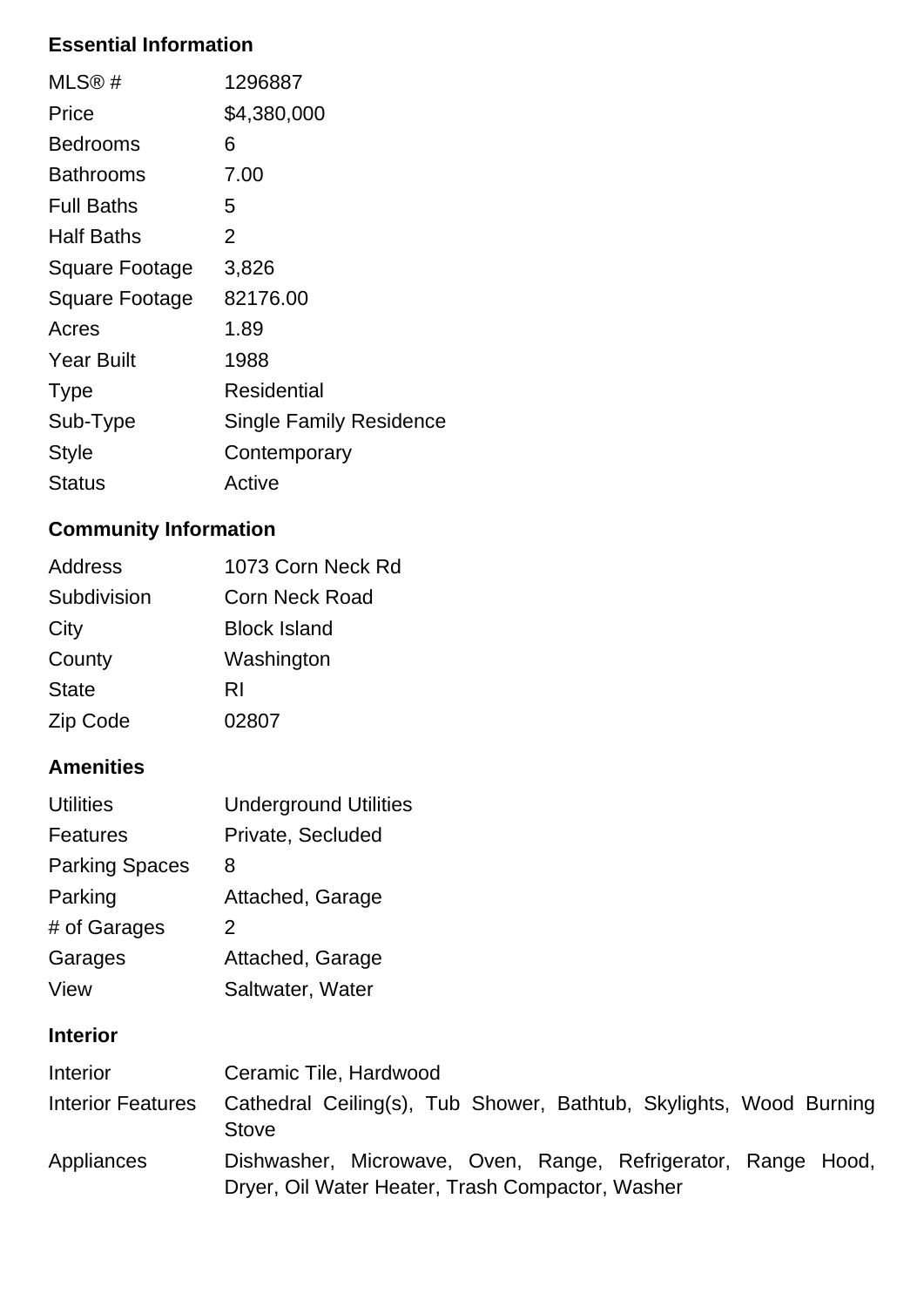## Essential Information

| | |
|---|---|
| MLS® # | 1296887 |
| Price | $4,380,000 |
| Bedrooms | 6 |
| Bathrooms | 7.00 |
| Full Baths | 5 |
| Half Baths | 2 |
| Square Footage | 3,826 |
| Square Footage | 82176.00 |
| Acres | 1.89 |
| Year Built | 1988 |
| Type | Residential |
| Sub-Type | Single Family Residence |
| Style | Contemporary |
| Status | Active |

## Community Information

| | |
|---|---|
| Address | 1073 Corn Neck Rd |
| Subdivision | Corn Neck Road |
| City | Block Island |
| County | Washington |
| State | RI |
| Zip Code | 02807 |

## Amenities

| | |
|---|---|
| Utilities | Underground Utilities |
| Features | Private, Secluded |
| Parking Spaces | 8 |
| Parking | Attached, Garage |
| # of Garages | 2 |
| Garages | Attached, Garage |
| View | Saltwater, Water |

## Interior

| | |
|---|---|
| Interior | Ceramic Tile, Hardwood |
| Interior Features | Cathedral Ceiling(s), Tub Shower, Bathtub, Skylights, Wood Burning Stove |
| Appliances | Dishwasher, Microwave, Oven, Range, Refrigerator, Range Hood, Dryer, Oil Water Heater, Trash Compactor, Washer |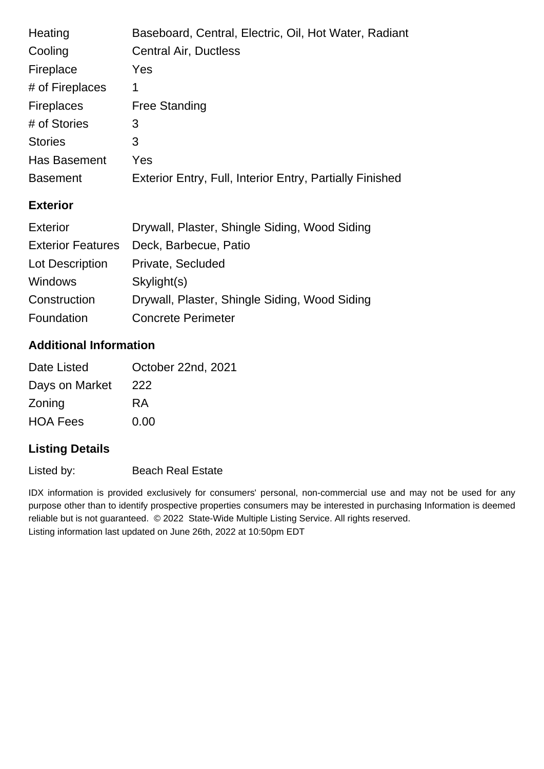| | |
|---|---|
| Heating | Baseboard, Central, Electric, Oil, Hot Water, Radiant |
| Cooling | Central Air, Ductless |
| Fireplace | Yes |
| # of Fireplaces | 1 |
| Fireplaces | Free Standing |
| # of Stories | 3 |
| Stories | 3 |
| Has Basement | Yes |
| Basement | Exterior Entry, Full, Interior Entry, Partially Finished |

### Exterior

| | |
|---|---|
| Exterior | Drywall, Plaster, Shingle Siding, Wood Siding |
| Exterior Features | Deck, Barbecue, Patio |
| Lot Description | Private, Secluded |
| Windows | Skylight(s) |
| Construction | Drywall, Plaster, Shingle Siding, Wood Siding |
| Foundation | Concrete Perimeter |

### Additional Information

| | |
|---|---|
| Date Listed | October 22nd, 2021 |
| Days on Market | 222 |
| Zoning | RA |
| HOA Fees | 0.00 |

### Listing Details

| | |
|---|---|
| Listed by: | Beach Real Estate |

IDX information is provided exclusively for consumers' personal, non-commercial use and may not be used for any purpose other than to identify prospective properties consumers may be interested in purchasing Information is deemed reliable but is not guaranteed. © 2022 State-Wide Multiple Listing Service. All rights reserved.
Listing information last updated on June 26th, 2022 at 10:50pm EDT